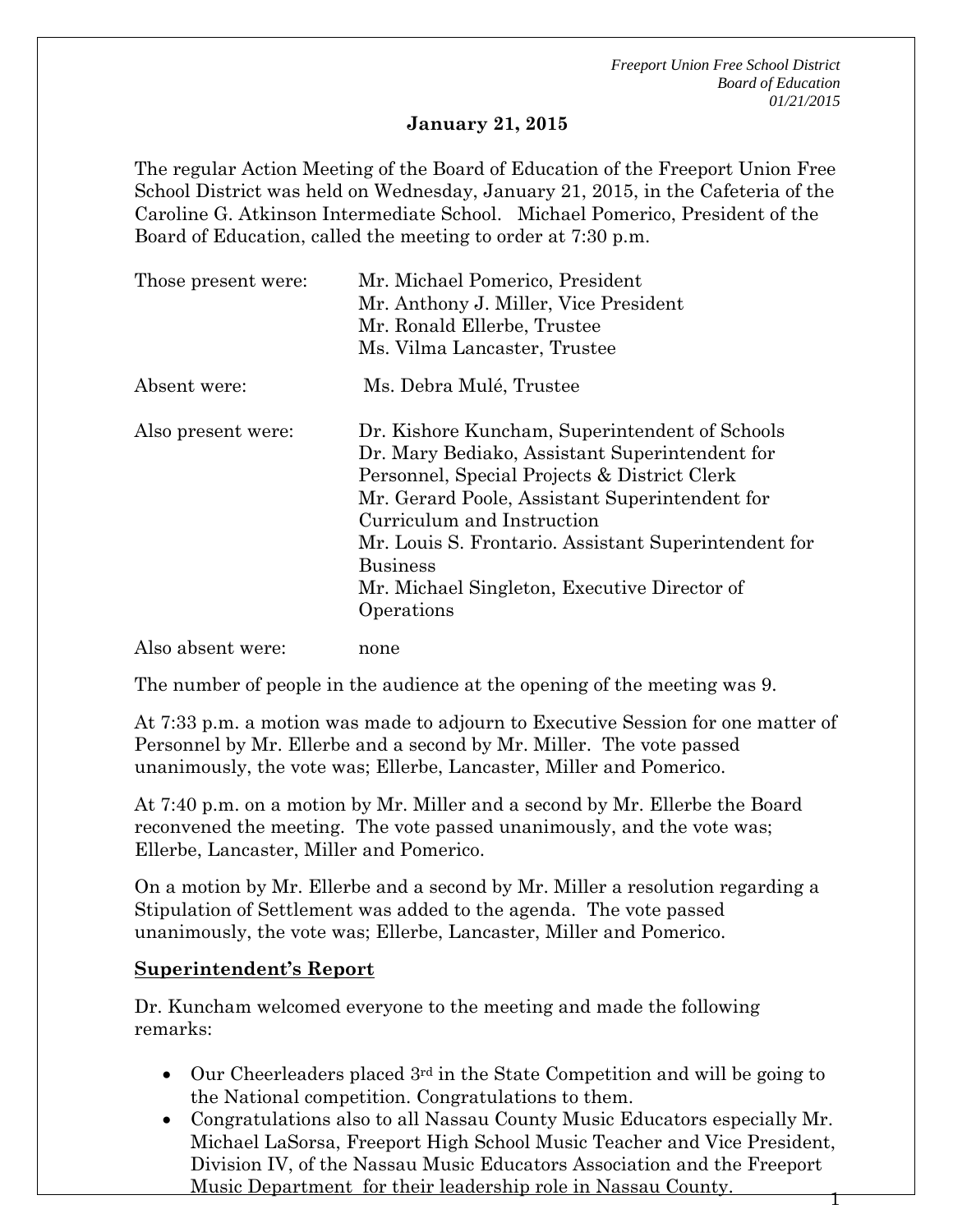**January 21, 2015**

The regular Action Meeting of the Board of Education of the Freeport Union Free School District was held on Wednesday, January 21, 2015, in the Cafeteria of the Caroline G. Atkinson Intermediate School. Michael Pomerico, President of the Board of Education, called the meeting to order at 7:30 p.m.

| | |
|---|---|
| Those present were: | Mr. Michael Pomerico, President<br>Mr. Anthony J. Miller, Vice President<br>Mr. Ronald Ellerbe, Trustee<br>Ms. Vilma Lancaster, Trustee |
| Absent were: | Ms. Debra Mulé, Trustee |
| Also present were: | Dr. Kishore Kuncham, Superintendent of Schools<br>Dr. Mary Bediako, Assistant Superintendent for Personnel, Special Projects & District Clerk<br>Mr. Gerard Poole, Assistant Superintendent for Curriculum and Instruction<br>Mr. Louis S. Frontario. Assistant Superintendent for Business<br>Mr. Michael Singleton, Executive Director of Operations |
| Also absent were: | none |

The number of people in the audience at the opening of the meeting was 9.

At 7:33 p.m. a motion was made to adjourn to Executive Session for one matter of Personnel by Mr. Ellerbe and a second by Mr. Miller. The vote passed unanimously, the vote was; Ellerbe, Lancaster, Miller and Pomerico.

At 7:40 p.m. on a motion by Mr. Miller and a second by Mr. Ellerbe the Board reconvened the meeting. The vote passed unanimously, and the vote was; Ellerbe, Lancaster, Miller and Pomerico.

On a motion by Mr. Ellerbe and a second by Mr. Miller a resolution regarding a Stipulation of Settlement was added to the agenda. The vote passed unanimously, the vote was; Ellerbe, Lancaster, Miller and Pomerico.

**Superintendent's Report**

Dr. Kuncham welcomed everyone to the meeting and made the following remarks:

- Our Cheerleaders placed 3rd in the State Competition and will be going to the National competition. Congratulations to them.
- Congratulations also to all Nassau County Music Educators especially Mr. Michael LaSorsa, Freeport High School Music Teacher and Vice President, Division IV, of the Nassau Music Educators Association and the Freeport Music Department for their leadership role in Nassau County.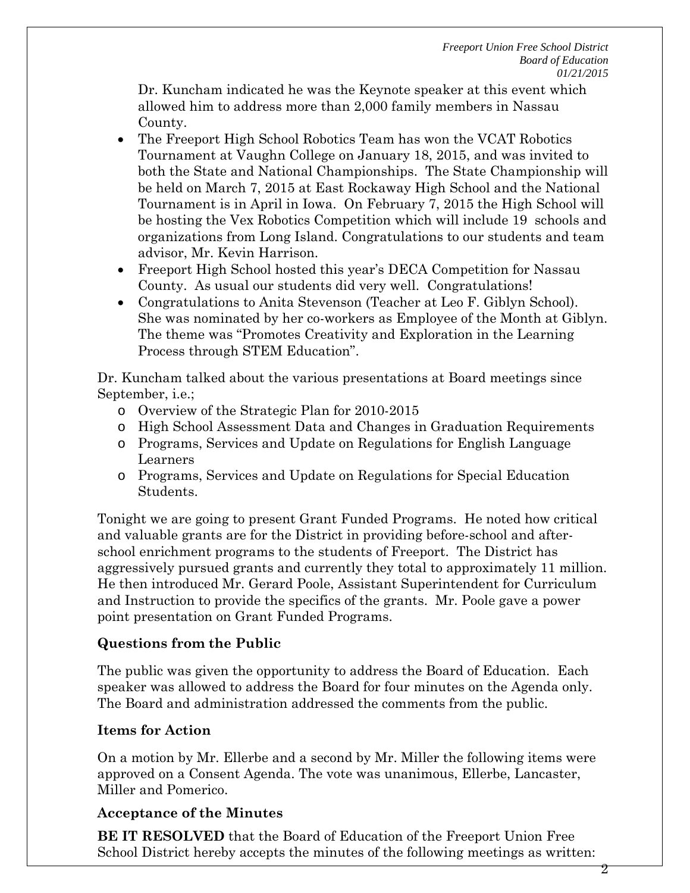Dr. Kuncham indicated he was the Keynote speaker at this event which allowed him to address more than 2,000 family members in Nassau County.

- The Freeport High School Robotics Team has won the VCAT Robotics Tournament at Vaughn College on January 18, 2015, and was invited to both the State and National Championships. The State Championship will be held on March 7, 2015 at East Rockaway High School and the National Tournament is in April in Iowa. On February 7, 2015 the High School will be hosting the Vex Robotics Competition which will include 19 schools and organizations from Long Island. Congratulations to our students and team advisor, Mr. Kevin Harrison.
- Freeport High School hosted this year's DECA Competition for Nassau County. As usual our students did very well. Congratulations!
- Congratulations to Anita Stevenson (Teacher at Leo F. Giblyn School). She was nominated by her co-workers as Employee of the Month at Giblyn. The theme was "Promotes Creativity and Exploration in the Learning Process through STEM Education".

Dr. Kuncham talked about the various presentations at Board meetings since September, i.e.;

- Overview of the Strategic Plan for 2010-2015
- High School Assessment Data and Changes in Graduation Requirements
- Programs, Services and Update on Regulations for English Language Learners
- Programs, Services and Update on Regulations for Special Education Students.

Tonight we are going to present Grant Funded Programs. He noted how critical and valuable grants are for the District in providing before-school and after-school enrichment programs to the students of Freeport. The District has aggressively pursued grants and currently they total to approximately 11 million. He then introduced Mr. Gerard Poole, Assistant Superintendent for Curriculum and Instruction to provide the specifics of the grants. Mr. Poole gave a power point presentation on Grant Funded Programs.

**Questions from the Public**

The public was given the opportunity to address the Board of Education. Each speaker was allowed to address the Board for four minutes on the Agenda only. The Board and administration addressed the comments from the public.

**Items for Action**

On a motion by Mr. Ellerbe and a second by Mr. Miller the following items were approved on a Consent Agenda. The vote was unanimous, Ellerbe, Lancaster, Miller and Pomerico.

**Acceptance of the Minutes**

**BE IT RESOLVED** that the Board of Education of the Freeport Union Free School District hereby accepts the minutes of the following meetings as written: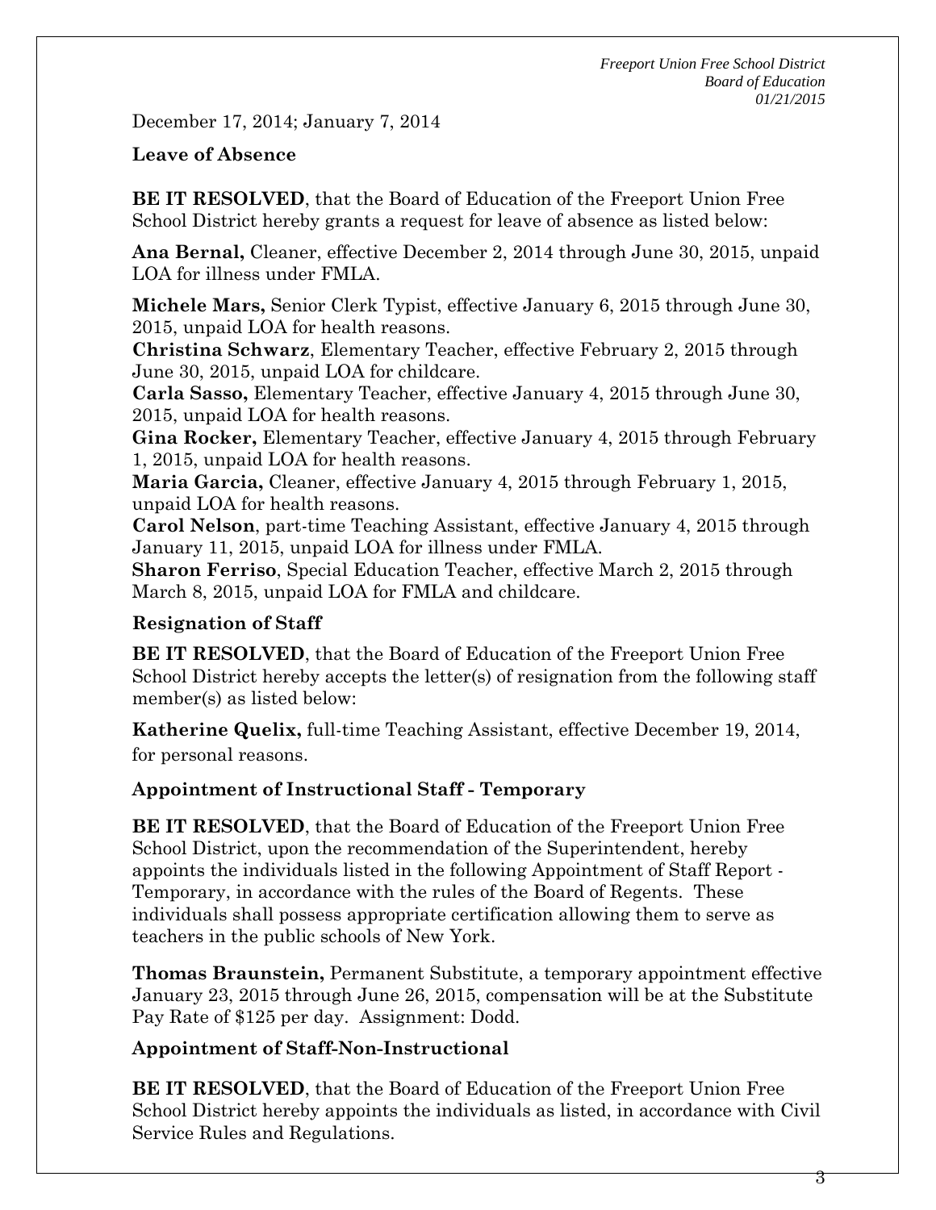December 17, 2014; January 7, 2014

**Leave of Absence**

**BE IT RESOLVED**, that the Board of Education of the Freeport Union Free School District hereby grants a request for leave of absence as listed below:

**Ana Bernal,** Cleaner, effective December 2, 2014 through June 30, 2015, unpaid LOA for illness under FMLA.

**Michele Mars,** Senior Clerk Typist, effective January 6, 2015 through June 30, 2015, unpaid LOA for health reasons.

**Christina Schwarz**, Elementary Teacher, effective February 2, 2015 through June 30, 2015, unpaid LOA for childcare.

**Carla Sasso,** Elementary Teacher, effective January 4, 2015 through June 30, 2015, unpaid LOA for health reasons.

**Gina Rocker,** Elementary Teacher, effective January 4, 2015 through February 1, 2015, unpaid LOA for health reasons.

**Maria Garcia,** Cleaner, effective January 4, 2015 through February 1, 2015, unpaid LOA for health reasons.

**Carol Nelson**, part-time Teaching Assistant, effective January 4, 2015 through January 11, 2015, unpaid LOA for illness under FMLA.

**Sharon Ferriso**, Special Education Teacher, effective March 2, 2015 through March 8, 2015, unpaid LOA for FMLA and childcare.

**Resignation of Staff**

**BE IT RESOLVED**, that the Board of Education of the Freeport Union Free School District hereby accepts the letter(s) of resignation from the following staff member(s) as listed below:

**Katherine Quelix,** full-time Teaching Assistant, effective December 19, 2014, for personal reasons.

**Appointment of Instructional Staff - Temporary**

**BE IT RESOLVED**, that the Board of Education of the Freeport Union Free School District, upon the recommendation of the Superintendent, hereby appoints the individuals listed in the following Appointment of Staff Report - Temporary, in accordance with the rules of the Board of Regents. These individuals shall possess appropriate certification allowing them to serve as teachers in the public schools of New York.

**Thomas Braunstein,** Permanent Substitute, a temporary appointment effective January 23, 2015 through June 26, 2015, compensation will be at the Substitute Pay Rate of $125 per day. Assignment: Dodd.

**Appointment of Staff-Non-Instructional**

**BE IT RESOLVED**, that the Board of Education of the Freeport Union Free School District hereby appoints the individuals as listed, in accordance with Civil Service Rules and Regulations.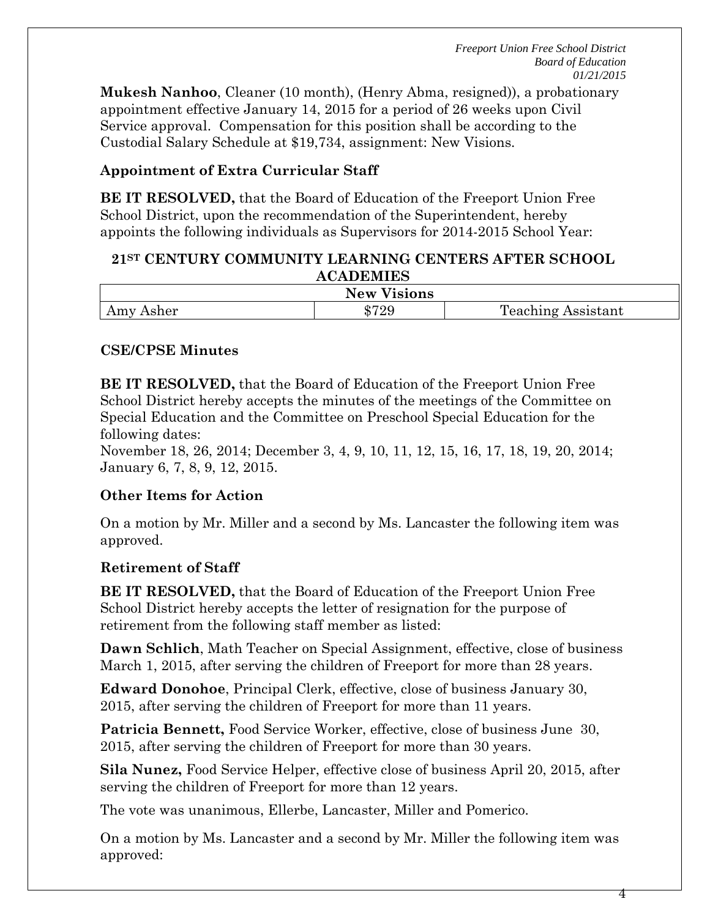**Mukesh Nanhoo**, Cleaner (10 month), (Henry Abma, resigned)), a probationary appointment effective January 14, 2015 for a period of 26 weeks upon Civil Service approval. Compensation for this position shall be according to the Custodial Salary Schedule at $19,734, assignment: New Visions.

**Appointment of Extra Curricular Staff**

**BE IT RESOLVED,** that the Board of Education of the Freeport Union Free School District, upon the recommendation of the Superintendent, hereby appoints the following individuals as Supervisors for 2014-2015 School Year:

**21ST CENTURY COMMUNITY LEARNING CENTERS AFTER SCHOOL ACADEMIES**

| New Visions | | |
|---|---|---|
| Amy Asher | $729 | Teaching Assistant |

**CSE/CPSE Minutes**

**BE IT RESOLVED,** that the Board of Education of the Freeport Union Free School District hereby accepts the minutes of the meetings of the Committee on Special Education and the Committee on Preschool Special Education for the following dates:
November 18, 26, 2014; December 3, 4, 9, 10, 11, 12, 15, 16, 17, 18, 19, 20, 2014; January 6, 7, 8, 9, 12, 2015.

**Other Items for Action**

On a motion by Mr. Miller and a second by Ms. Lancaster the following item was approved.

**Retirement of Staff**

**BE IT RESOLVED,** that the Board of Education of the Freeport Union Free School District hereby accepts the letter of resignation for the purpose of retirement from the following staff member as listed:

**Dawn Schlich**, Math Teacher on Special Assignment, effective, close of business March 1, 2015, after serving the children of Freeport for more than 28 years.

**Edward Donohoe**, Principal Clerk, effective, close of business January 30, 2015, after serving the children of Freeport for more than 11 years.

**Patricia Bennett,** Food Service Worker, effective, close of business June 30, 2015, after serving the children of Freeport for more than 30 years.

**Sila Nunez,** Food Service Helper, effective close of business April 20, 2015, after serving the children of Freeport for more than 12 years.

The vote was unanimous, Ellerbe, Lancaster, Miller and Pomerico.

On a motion by Ms. Lancaster and a second by Mr. Miller the following item was approved: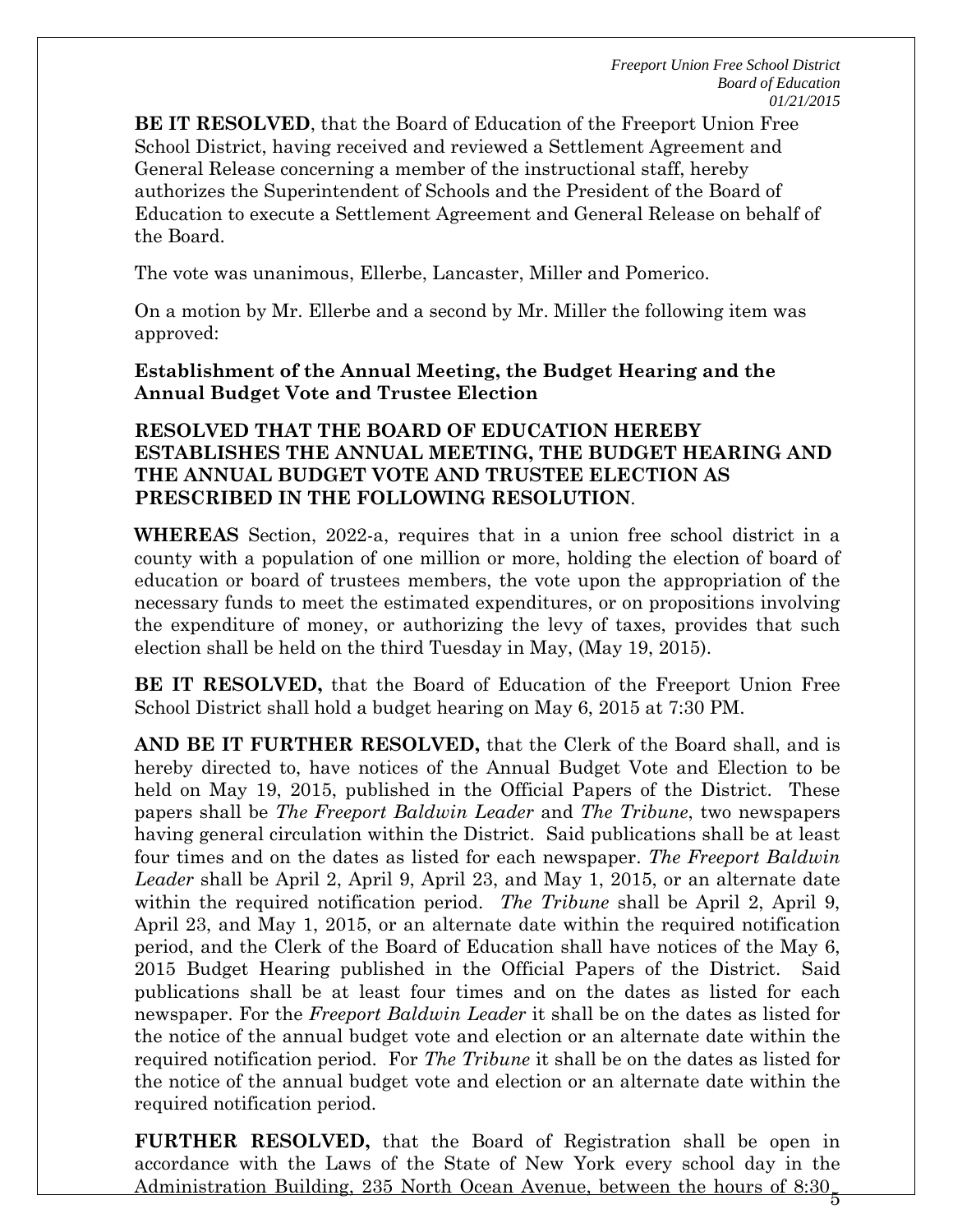**BE IT RESOLVED**, that the Board of Education of the Freeport Union Free School District, having received and reviewed a Settlement Agreement and General Release concerning a member of the instructional staff, hereby authorizes the Superintendent of Schools and the President of the Board of Education to execute a Settlement Agreement and General Release on behalf of the Board.

The vote was unanimous, Ellerbe, Lancaster, Miller and Pomerico.

On a motion by Mr. Ellerbe and a second by Mr. Miller the following item was approved:

**Establishment of the Annual Meeting, the Budget Hearing and the Annual Budget Vote and Trustee Election**

**RESOLVED THAT THE BOARD OF EDUCATION HEREBY ESTABLISHES THE ANNUAL MEETING, THE BUDGET HEARING AND THE ANNUAL BUDGET VOTE AND TRUSTEE ELECTION AS PRESCRIBED IN THE FOLLOWING RESOLUTION**.

**WHEREAS** Section, 2022-a, requires that in a union free school district in a county with a population of one million or more, holding the election of board of education or board of trustees members, the vote upon the appropriation of the necessary funds to meet the estimated expenditures, or on propositions involving the expenditure of money, or authorizing the levy of taxes, provides that such election shall be held on the third Tuesday in May, (May 19, 2015).

**BE IT RESOLVED,** that the Board of Education of the Freeport Union Free School District shall hold a budget hearing on May 6, 2015 at 7:30 PM.

**AND BE IT FURTHER RESOLVED,** that the Clerk of the Board shall, and is hereby directed to, have notices of the Annual Budget Vote and Election to be held on May 19, 2015, published in the Official Papers of the District. These papers shall be *The Freeport Baldwin Leader* and *The Tribune*, two newspapers having general circulation within the District. Said publications shall be at least four times and on the dates as listed for each newspaper. *The Freeport Baldwin Leader* shall be April 2, April 9, April 23, and May 1, 2015, or an alternate date within the required notification period. *The Tribune* shall be April 2, April 9, April 23, and May 1, 2015, or an alternate date within the required notification period, and the Clerk of the Board of Education shall have notices of the May 6, 2015 Budget Hearing published in the Official Papers of the District. Said publications shall be at least four times and on the dates as listed for each newspaper. For the *Freeport Baldwin Leader* it shall be on the dates as listed for the notice of the annual budget vote and election or an alternate date within the required notification period. For *The Tribune* it shall be on the dates as listed for the notice of the annual budget vote and election or an alternate date within the required notification period.

**FURTHER RESOLVED,** that the Board of Registration shall be open in accordance with the Laws of the State of New York every school day in the Administration Building, 235 North Ocean Avenue, between the hours of 8:30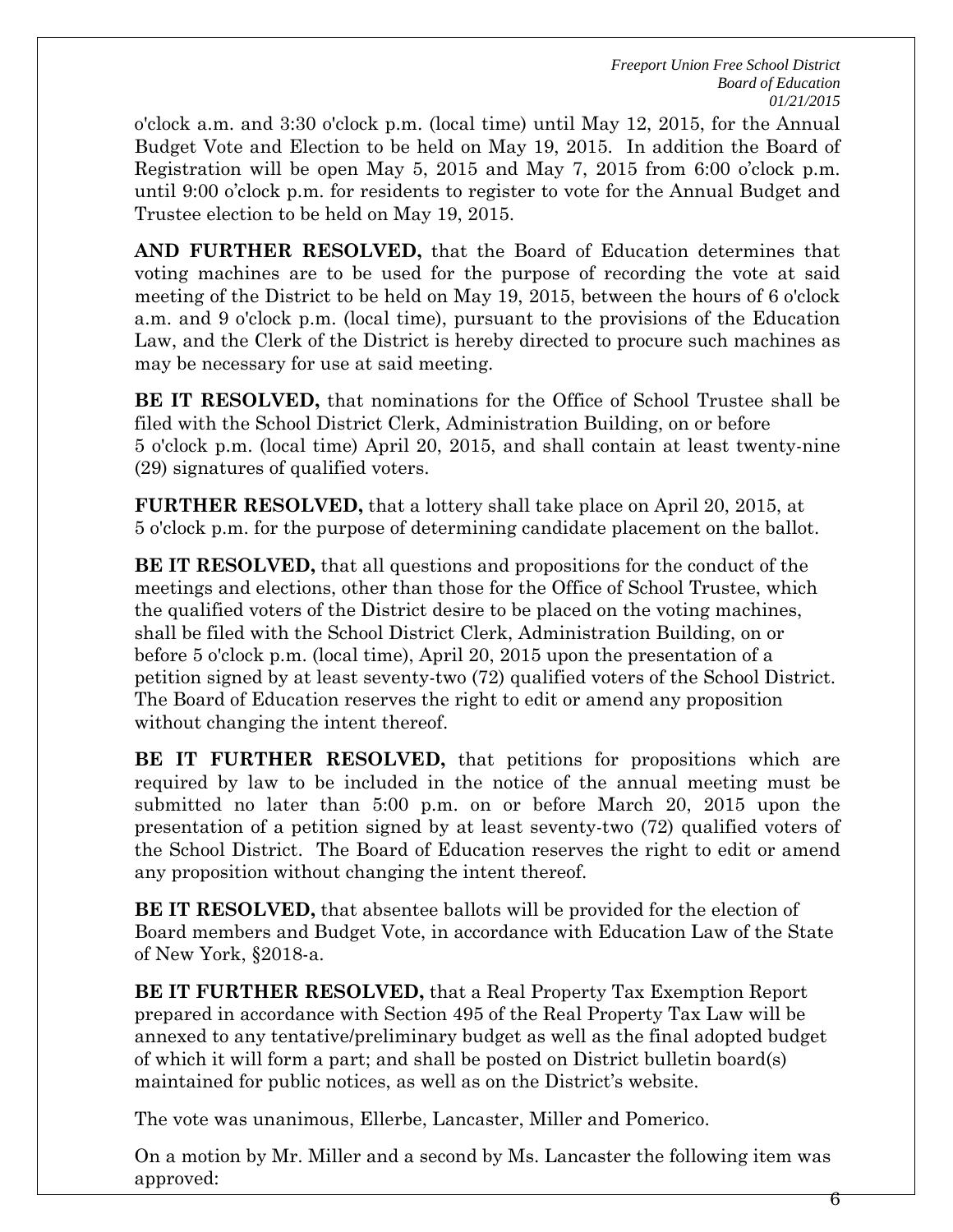o'clock a.m. and 3:30 o'clock p.m. (local time) until May 12, 2015, for the Annual Budget Vote and Election to be held on May 19, 2015. In addition the Board of Registration will be open May 5, 2015 and May 7, 2015 from 6:00 o'clock p.m. until 9:00 o'clock p.m. for residents to register to vote for the Annual Budget and Trustee election to be held on May 19, 2015.

**AND FURTHER RESOLVED,** that the Board of Education determines that voting machines are to be used for the purpose of recording the vote at said meeting of the District to be held on May 19, 2015, between the hours of 6 o'clock a.m. and 9 o'clock p.m. (local time), pursuant to the provisions of the Education Law, and the Clerk of the District is hereby directed to procure such machines as may be necessary for use at said meeting.

**BE IT RESOLVED,** that nominations for the Office of School Trustee shall be filed with the School District Clerk, Administration Building, on or before 5 o'clock p.m. (local time) April 20, 2015, and shall contain at least twenty-nine (29) signatures of qualified voters.

**FURTHER RESOLVED,** that a lottery shall take place on April 20, 2015, at 5 o'clock p.m. for the purpose of determining candidate placement on the ballot.

**BE IT RESOLVED,** that all questions and propositions for the conduct of the meetings and elections, other than those for the Office of School Trustee, which the qualified voters of the District desire to be placed on the voting machines, shall be filed with the School District Clerk, Administration Building, on or before 5 o'clock p.m. (local time), April 20, 2015 upon the presentation of a petition signed by at least seventy-two (72) qualified voters of the School District. The Board of Education reserves the right to edit or amend any proposition without changing the intent thereof.

**BE IT FURTHER RESOLVED,** that petitions for propositions which are required by law to be included in the notice of the annual meeting must be submitted no later than 5:00 p.m. on or before March 20, 2015 upon the presentation of a petition signed by at least seventy-two (72) qualified voters of the School District. The Board of Education reserves the right to edit or amend any proposition without changing the intent thereof.

**BE IT RESOLVED,** that absentee ballots will be provided for the election of Board members and Budget Vote, in accordance with Education Law of the State of New York, §2018-a.

**BE IT FURTHER RESOLVED,** that a Real Property Tax Exemption Report prepared in accordance with Section 495 of the Real Property Tax Law will be annexed to any tentative/preliminary budget as well as the final adopted budget of which it will form a part; and shall be posted on District bulletin board(s) maintained for public notices, as well as on the District's website.

The vote was unanimous, Ellerbe, Lancaster, Miller and Pomerico.

On a motion by Mr. Miller and a second by Ms. Lancaster the following item was approved: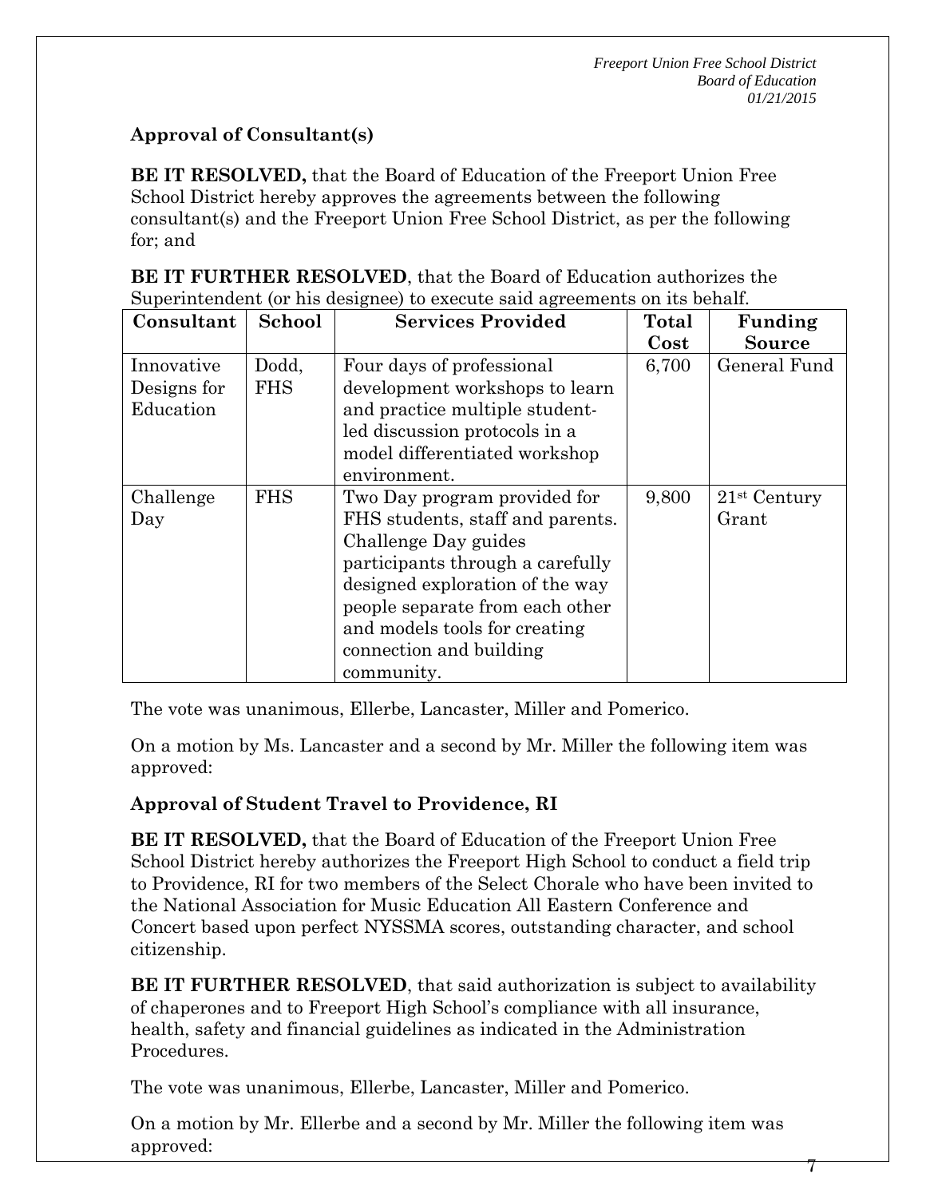## Approval of Consultant(s)

**BE IT RESOLVED,** that the Board of Education of the Freeport Union Free School District hereby approves the agreements between the following consultant(s) and the Freeport Union Free School District, as per the following for; and

**BE IT FURTHER RESOLVED**, that the Board of Education authorizes the Superintendent (or his designee) to execute said agreements on its behalf.

| Consultant | School | Services Provided | Total Cost | Funding Source |
|---|---|---|---|---|
| Innovative Designs for Education | Dodd, FHS | Four days of professional development workshops to learn and practice multiple student-led discussion protocols in a model differentiated workshop environment. | 6,700 | General Fund |
| Challenge Day | FHS | Two Day program provided for FHS students, staff and parents. Challenge Day guides participants through a carefully designed exploration of the way people separate from each other and models tools for creating connection and building community. | 9,800 | 21st Century Grant |

The vote was unanimous, Ellerbe, Lancaster, Miller and Pomerico.

On a motion by Ms. Lancaster and a second by Mr. Miller the following item was approved:

## Approval of Student Travel to Providence, RI

**BE IT RESOLVED,** that the Board of Education of the Freeport Union Free School District hereby authorizes the Freeport High School to conduct a field trip to Providence, RI for two members of the Select Chorale who have been invited to the National Association for Music Education All Eastern Conference and Concert based upon perfect NYSSMA scores, outstanding character, and school citizenship.

**BE IT FURTHER RESOLVED**, that said authorization is subject to availability of chaperones and to Freeport High School's compliance with all insurance, health, safety and financial guidelines as indicated in the Administration Procedures.

The vote was unanimous, Ellerbe, Lancaster, Miller and Pomerico.

On a motion by Mr. Ellerbe and a second by Mr. Miller the following item was approved: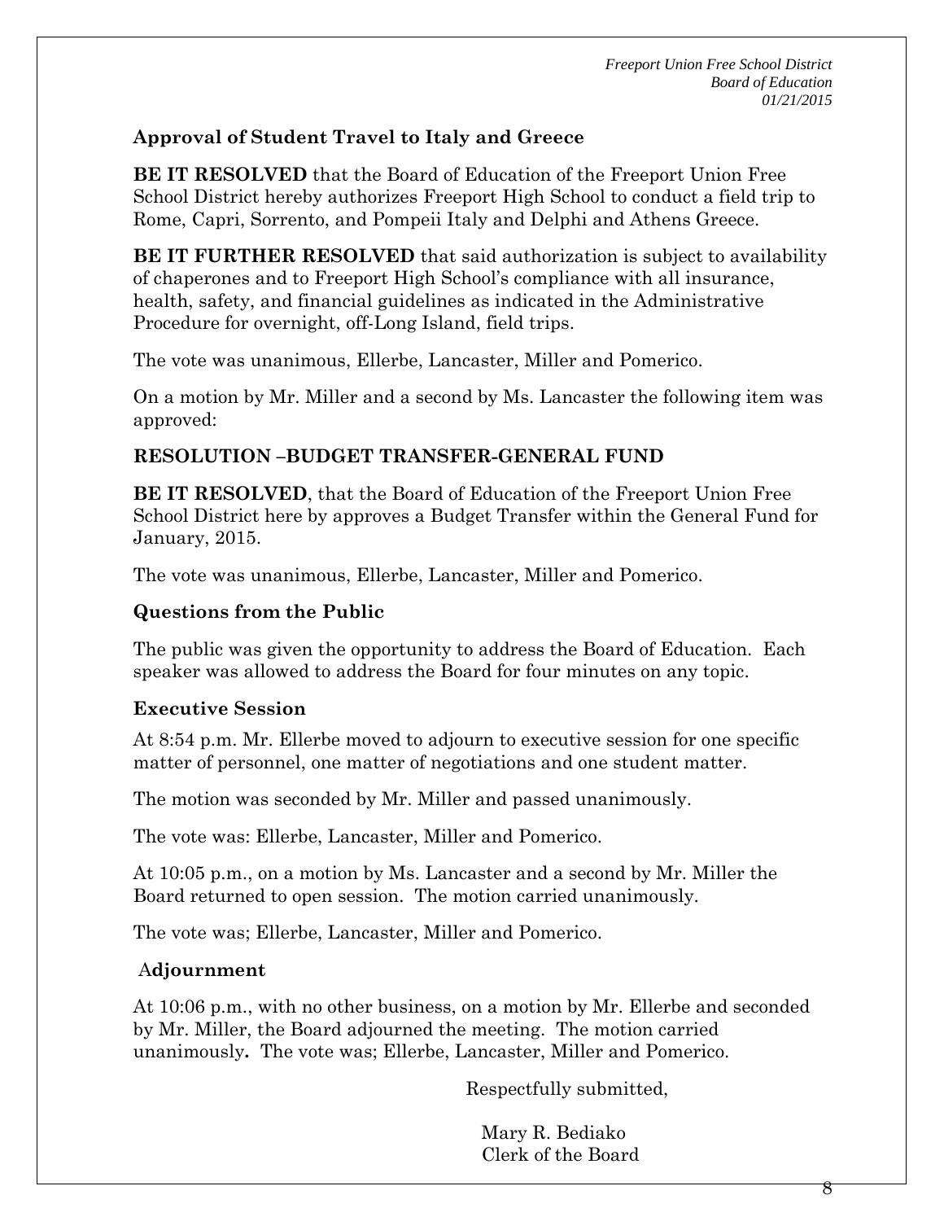**Approval of Student Travel to Italy and Greece**

**BE IT RESOLVED** that the Board of Education of the Freeport Union Free School District hereby authorizes Freeport High School to conduct a field trip to Rome, Capri, Sorrento, and Pompeii Italy and Delphi and Athens Greece.

**BE IT FURTHER RESOLVED** that said authorization is subject to availability of chaperones and to Freeport High School's compliance with all insurance, health, safety, and financial guidelines as indicated in the Administrative Procedure for overnight, off-Long Island, field trips.

The vote was unanimous, Ellerbe, Lancaster, Miller and Pomerico.

On a motion by Mr. Miller and a second by Ms. Lancaster the following item was approved:

**RESOLUTION –BUDGET TRANSFER-GENERAL FUND**

**BE IT RESOLVED**, that the Board of Education of the Freeport Union Free School District here by approves a Budget Transfer within the General Fund for January, 2015.

The vote was unanimous, Ellerbe, Lancaster, Miller and Pomerico.

**Questions from the Public**

The public was given the opportunity to address the Board of Education. Each speaker was allowed to address the Board for four minutes on any topic.

**Executive Session**

At 8:54 p.m. Mr. Ellerbe moved to adjourn to executive session for one specific matter of personnel, one matter of negotiations and one student matter.

The motion was seconded by Mr. Miller and passed unanimously.

The vote was: Ellerbe, Lancaster, Miller and Pomerico.

At 10:05 p.m., on a motion by Ms. Lancaster and a second by Mr. Miller the Board returned to open session. The motion carried unanimously.

The vote was; Ellerbe, Lancaster, Miller and Pomerico.

**Adjournment**

At 10:06 p.m., with no other business, on a motion by Mr. Ellerbe and seconded by Mr. Miller, the Board adjourned the meeting. The motion carried unanimously**.** The vote was; Ellerbe, Lancaster, Miller and Pomerico.

Respectfully submitted,

Mary R. Bediako
Clerk of the Board